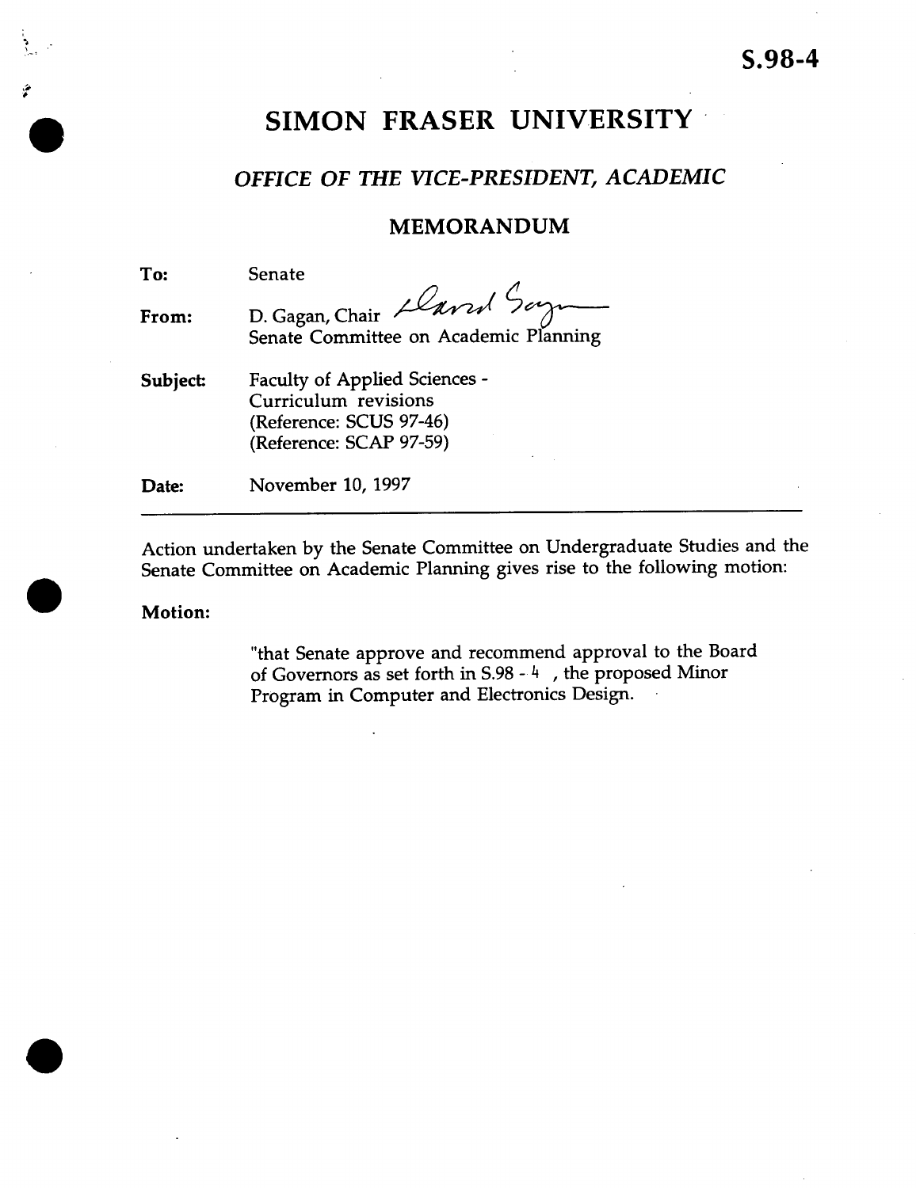S.98-4

# SIMON FRASER UNIVERSITY

## *OFFICE OF THE VICE-PRESIDENT, ACADEMIC*

### MEMORANDUM

**To:** Senate

**From:** D. Gagan, Chair
Senate Committee on Academic Planning

**Subject:** Faculty of Applied Sciences - Curriculum revisions
(Reference: SCUS 97-46)
(Reference: SCAP 97-59)

**Date:** November 10, 1997

---

Action undertaken by the Senate Committee on Undergraduate Studies and the Senate Committee on Academic Planning gives rise to the following motion:

**Motion:**

> "that Senate approve and recommend approval to the Board of Governors as set forth in S.98 - 4 , the proposed Minor Program in Computer and Electronics Design.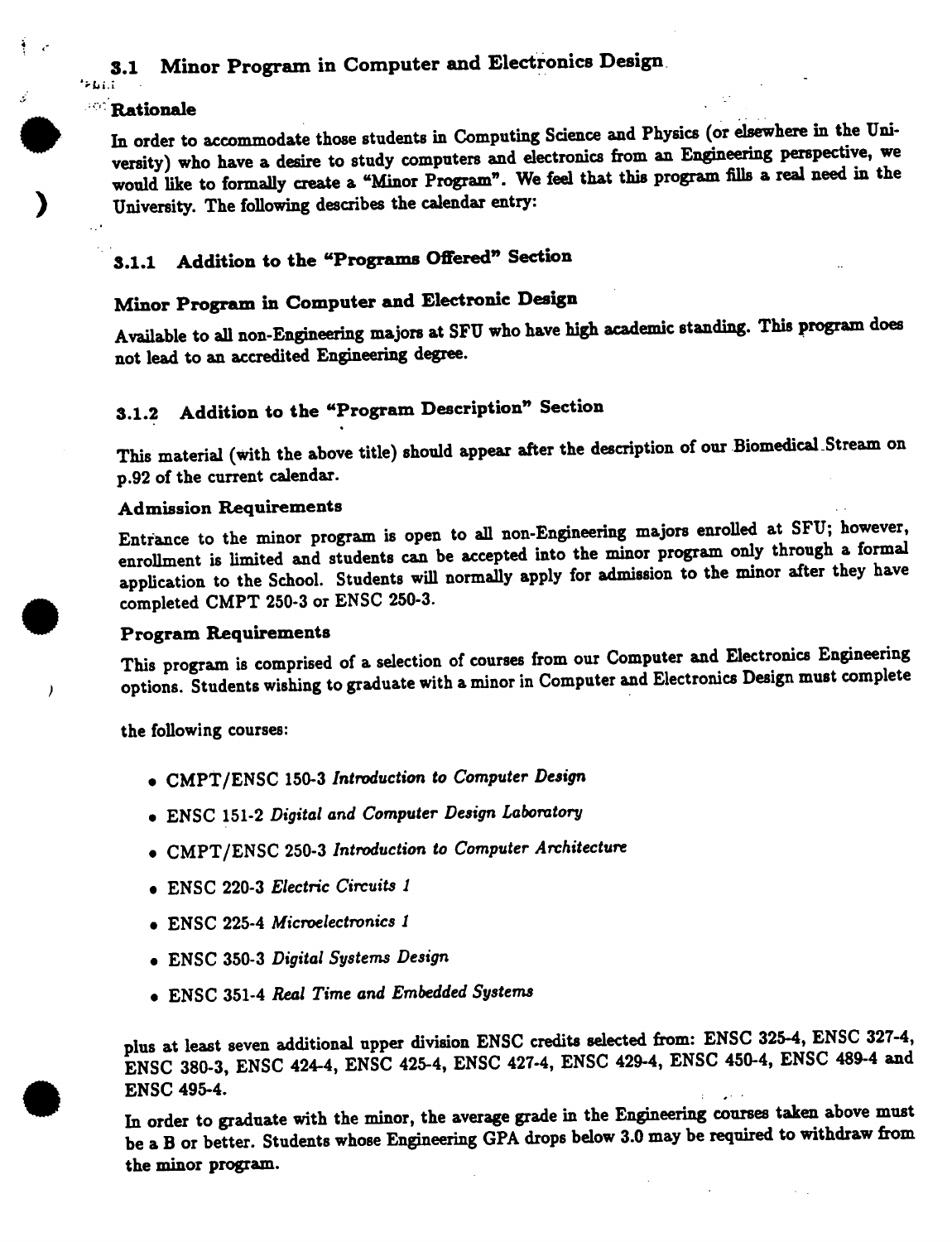## 3.1 Minor Program in Computer and Electronics Design

### Rationale

In order to accommodate those students in Computing Science and Physics (or elsewhere in the University) who have a desire to study computers and electronics from an Engineering perspective, we would like to formally create a "Minor Program". We feel that this program fills a real need in the University. The following describes the calendar entry:

### 3.1.1 Addition to the "Programs Offered" Section

**Minor Program in Computer and Electronic Design**

Available to all non-Engineering majors at SFU who have high academic standing. This program does not lead to an accredited Engineering degree.

### 3.1.2 Addition to the "Program Description" Section

This material (with the above title) should appear after the description of our Biomedical Stream on p.92 of the current calendar.

**Admission Requirements**

Entrance to the minor program is open to all non-Engineering majors enrolled at SFU; however, enrollment is limited and students can be accepted into the minor program only through a formal application to the School. Students will normally apply for admission to the minor after they have completed CMPT 250-3 or ENSC 250-3.

**Program Requirements**

This program is comprised of a selection of courses from our Computer and Electronics Engineering options. Students wishing to graduate with a minor in Computer and Electronics Design must complete the following courses:

- CMPT/ENSC 150-3 *Introduction to Computer Design*
- ENSC 151-2 *Digital and Computer Design Laboratory*
- CMPT/ENSC 250-3 *Introduction to Computer Architecture*
- ENSC 220-3 *Electric Circuits 1*
- ENSC 225-4 *Microelectronics 1*
- ENSC 350-3 *Digital Systems Design*
- ENSC 351-4 *Real Time and Embedded Systems*

plus at least seven additional upper division ENSC credits selected from: ENSC 325-4, ENSC 327-4, ENSC 380-3, ENSC 424-4, ENSC 425-4, ENSC 427-4, ENSC 429-4, ENSC 450-4, ENSC 489-4 and ENSC 495-4.

In order to graduate with the minor, the average grade in the Engineering courses taken above must be a B or better. Students whose Engineering GPA drops below 3.0 may be required to withdraw from the minor program.